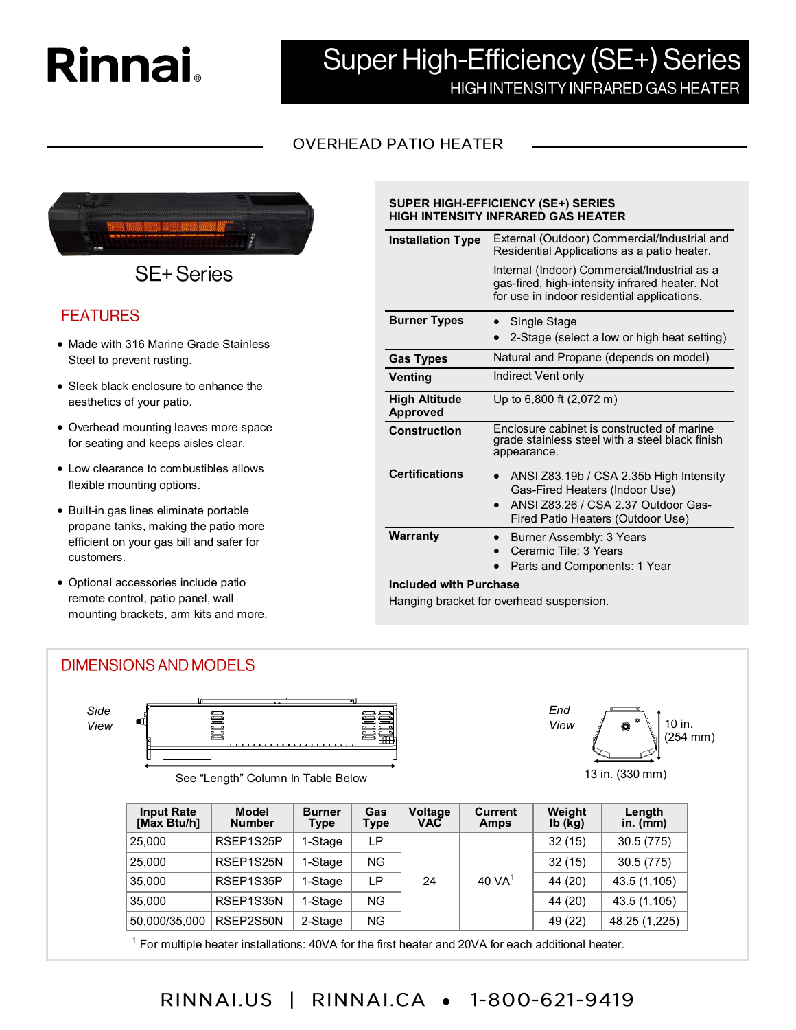Rinnai

# Super High-Efficiency (SE+) Series

HIGH INTENSITY INFRARED GAS HEATER

## OVERHEAD PATIO HEATER

SE+ Series

## FEATURES

- Made with 316 Marine Grade Stainless Steel to prevent rusting.
- Sleek black enclosure to enhance the aesthetics of your patio.
- Overhead mounting leaves more space for seating and keeps aisles clear.
- Low clearance to combustibles allows flexible mounting options.
- Built-in gas lines eliminate portable propane tanks, making the patio more efficient on your gas bill and safer for customers.
- Optional accessories include patio remote control, patio panel, wall mounting brackets, arm kits and more.

**SUPER HIGH-EFFICIENCY (SE+) SERIES**
**HIGH INTENSITY INFRARED GAS HEATER**

| | |
|---|---|
| **Installation Type** | External (Outdoor) Commercial/Industrial and Residential Applications as a patio heater.<br><br>Internal (Indoor) Commercial/Industrial as a gas-fired, high-intensity infrared heater. Not for use in indoor residential applications. |
| **Burner Types** | • Single Stage<br>• 2-Stage (select a low or high heat setting) |
| **Gas Types** | Natural and Propane (depends on model) |
| **Venting** | Indirect Vent only |
| **High Altitude Approved** | Up to 6,800 ft (2,072 m) |
| **Construction** | Enclosure cabinet is constructed of marine grade stainless steel with a steel black finish appearance. |
| **Certifications** | • ANSI Z83.19b / CSA 2.35b High Intensity Gas-Fired Heaters (Indoor Use)<br>• ANSI Z83.26 / CSA 2.37 Outdoor Gas-Fired Patio Heaters (Outdoor Use) |
| **Warranty** | • Burner Assembly: 3 Years<br>• Ceramic Tile: 3 Years<br>• Parts and Components: 1 Year |

**Included with Purchase**

Hanging bracket for overhead suspension.

## DIMENSIONS AND MODELS

Side View

See "Length" Column In Table Below

End View

10 in. (254 mm)

13 in. (330 mm)

| Input Rate [Max Btu/h] | Model Number | Burner Type | Gas Type | Voltage VAC | Current Amps | Weight lb (kg) | Length in. (mm) |
|---|---|---|---|---|---|---|---|
| 25,000 | RSEP1S25P | 1-Stage | LP | 24 | 40 VA[1] | 32 (15) | 30.5 (775) |
| 25,000 | RSEP1S25N | 1-Stage | NG | 24 | 40 VA[1] | 32 (15) | 30.5 (775) |
| 35,000 | RSEP1S35P | 1-Stage | LP | 24 | 40 VA[1] | 44 (20) | 43.5 (1,105) |
| 35,000 | RSEP1S35N | 1-Stage | NG | 24 | 40 VA[1] | 44 (20) | 43.5 (1,105) |
| 50,000/35,000 | RSEP2S50N | 2-Stage | NG | 24 | 40 VA[1] | 49 (22) | 48.25 (1,225) |

[1] For multiple heater installations: 40VA for the first heater and 20VA for each additional heater.

RINNAI.US | RINNAI.CA • 1-800-621-9419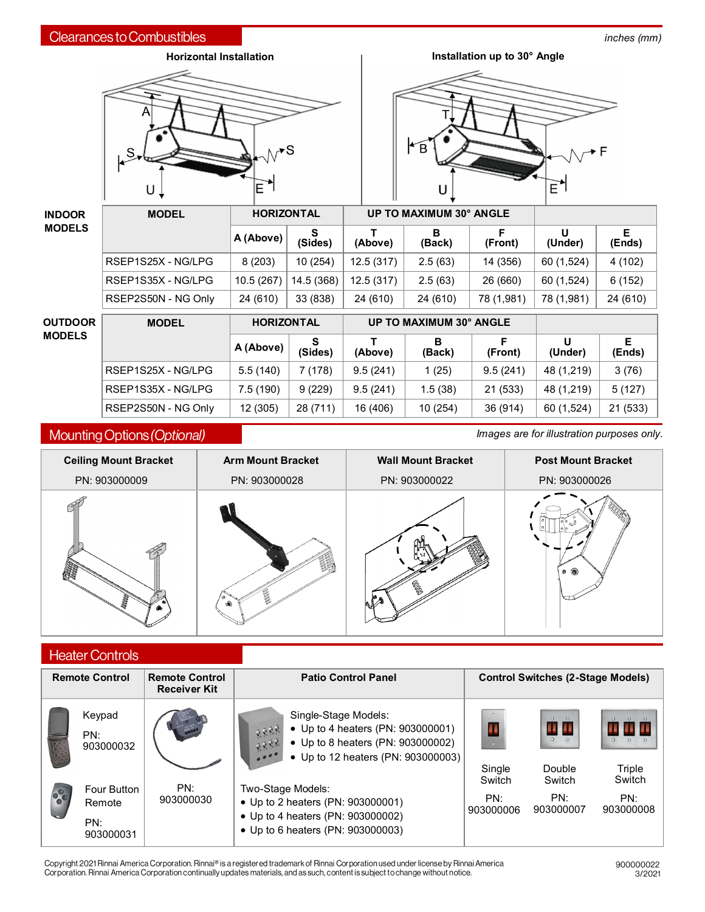## Clearances to Combustibles

*inches (mm)*

Horizontal Installation

A
S
S
U
E

Installation up to 30° Angle

T
B
F
U
E

**INDOOR MODELS**

| MODEL | HORIZONTAL | | UP TO MAXIMUM 30° ANGLE | | | | |
|---|---|---|---|---|---|---|---|
| | A (Above) | S (Sides) | T (Above) | B (Back) | F (Front) | U (Under) | E (Ends) |
| RSEP1S25X - NG/LPG | 8 (203) | 10 (254) | 12.5 (317) | 2.5 (63) | 14 (356) | 60 (1,524) | 4 (102) |
| RSEP1S35X - NG/LPG | 10.5 (267) | 14.5 (368) | 12.5 (317) | 2.5 (63) | 26 (660) | 60 (1,524) | 6 (152) |
| RSEP2S50N - NG Only | 24 (610) | 33 (838) | 24 (610) | 24 (610) | 78 (1,981) | 78 (1,981) | 24 (610) |

**OUTDOOR MODELS**

| MODEL | HORIZONTAL | | UP TO MAXIMUM 30° ANGLE | | | | |
|---|---|---|---|---|---|---|---|
| | A (Above) | S (Sides) | T (Above) | B (Back) | F (Front) | U (Under) | E (Ends) |
| RSEP1S25X - NG/LPG | 5.5 (140) | 7 (178) | 9.5 (241) | 1 (25) | 9.5 (241) | 48 (1,219) | 3 (76) |
| RSEP1S35X - NG/LPG | 7.5 (190) | 9 (229) | 9.5 (241) | 1.5 (38) | 21 (533) | 48 (1,219) | 5 (127) |
| RSEP2S50N - NG Only | 12 (305) | 28 (711) | 16 (406) | 10 (254) | 36 (914) | 60 (1,524) | 21 (533) |

## Mounting Options *(Optional)*

*Images are for illustration purposes only.*

| Ceiling Mount Bracket | Arm Mount Bracket | Wall Mount Bracket | Post Mount Bracket |
|---|---|---|---|
| PN: 903000009 | PN: 903000028 | PN: 903000022 | PN: 903000026 |

## Heater Controls

| Remote Control | Remote Control Receiver Kit | Patio Control Panel | Control Switches (2-Stage Models) | | |
|---|---|---|---|---|---|
| Keypad PN: 903000032 | PN: 903000030 | Single-Stage Models:<br>• Up to 4 heaters (PN: 903000001)<br>• Up to 8 heaters (PN: 903000002)<br>• Up to 12 heaters (PN: 903000003) | Single Switch PN: 903000006 | Double Switch PN: 903000007 | Triple Switch PN: 903000008 |
| Four Button Remote PN: 903000031 | | Two-Stage Models:<br>• Up to 2 heaters (PN: 903000001)<br>• Up to 4 heaters (PN: 903000002)<br>• Up to 6 heaters (PN: 903000003) | | | |

Copyright 2021 Rinnai America Corporation. Rinnai® is a registered trademark of Rinnai Corporation used under license by Rinnai America Corporation. Rinnai America Corporation continually updates materials, and as such, content is subject to change without notice.

900000022
3/2021